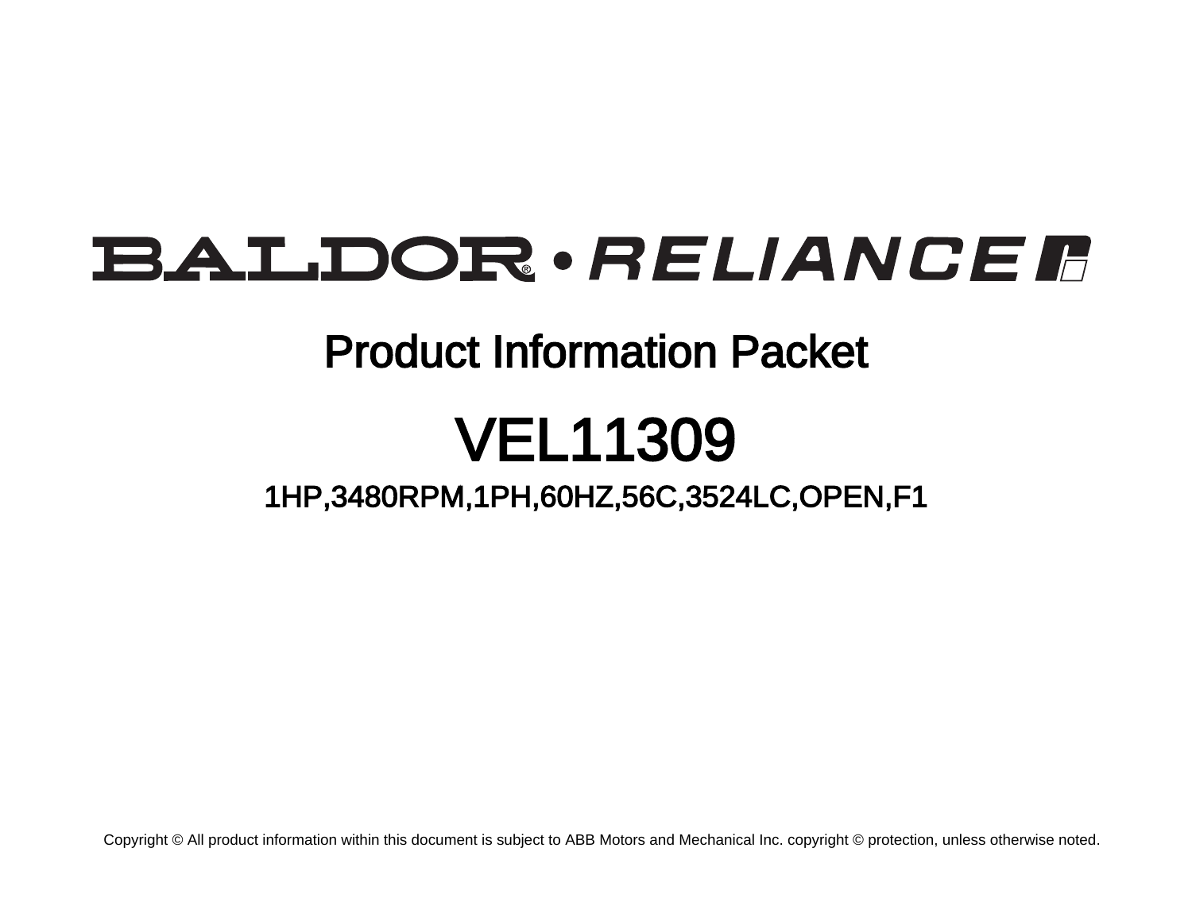# BALDOR • RELIANCE

## Product Information Packet

# VEL11309

### 1HP,3480RPM,1PH,60HZ,56C,3524LC,OPEN,F1

Copyright © All product information within this document is subject to ABB Motors and Mechanical Inc. copyright © protection, unless otherwise noted.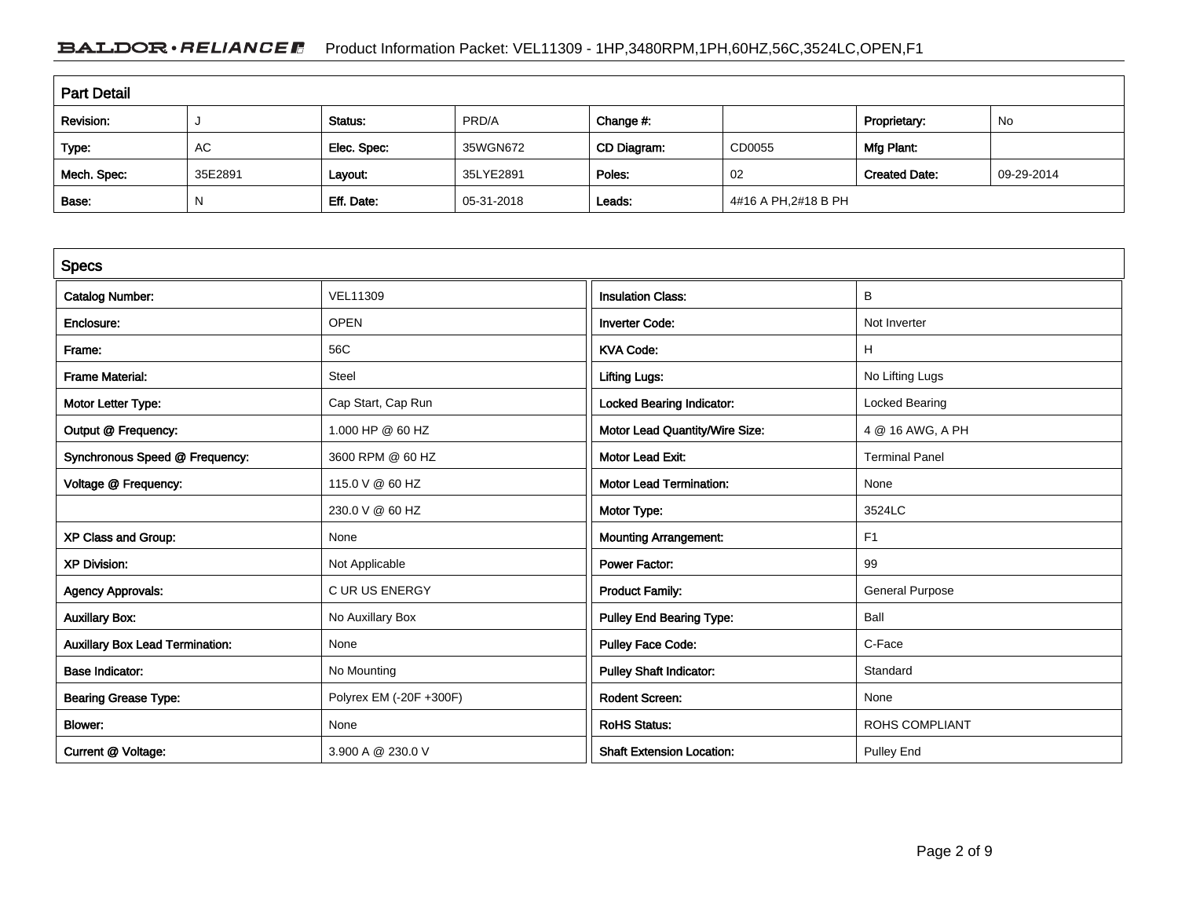## Part Detail

| Revision: | J | Status: | PRD/A | Change #: | | Proprietary: | No |
|---|---|---|---|---|---|---|---|
| Type: | AC | Elec. Spec: | 35WGN672 | CD Diagram: | CD0055 | Mfg Plant: | |
| Mech. Spec: | 35E2891 | Layout: | 35LYE2891 | Poles: | 02 | Created Date: | 09-29-2014 |
| Base: | N | Eff. Date: | 05-31-2018 | Leads: | 4#16 A PH,2#18 B PH | | |

## Specs

| Catalog Number: | VEL11309 | Insulation Class: | B |
|---|---|---|---|
| Enclosure: | OPEN | Inverter Code: | Not Inverter |
| Frame: | 56C | KVA Code: | H |
| Frame Material: | Steel | Lifting Lugs: | No Lifting Lugs |
| Motor Letter Type: | Cap Start, Cap Run | Locked Bearing Indicator: | Locked Bearing |
| Output @ Frequency: | 1.000 HP @ 60 HZ | Motor Lead Quantity/Wire Size: | 4 @ 16 AWG, A PH |
| Synchronous Speed @ Frequency: | 3600 RPM @ 60 HZ | Motor Lead Exit: | Terminal Panel |
| Voltage @ Frequency: | 115.0 V @ 60 HZ | Motor Lead Termination: | None |
| | 230.0 V @ 60 HZ | Motor Type: | 3524LC |
| XP Class and Group: | None | Mounting Arrangement: | F1 |
| XP Division: | Not Applicable | Power Factor: | 99 |
| Agency Approvals: | C UR US ENERGY | Product Family: | General Purpose |
| Auxillary Box: | No Auxillary Box | Pulley End Bearing Type: | Ball |
| Auxillary Box Lead Termination: | None | Pulley Face Code: | C-Face |
| Base Indicator: | No Mounting | Pulley Shaft Indicator: | Standard |
| Bearing Grease Type: | Polyrex EM (-20F +300F) | Rodent Screen: | None |
| Blower: | None | RoHS Status: | ROHS COMPLIANT |
| Current @ Voltage: | 3.900 A @ 230.0 V | Shaft Extension Location: | Pulley End |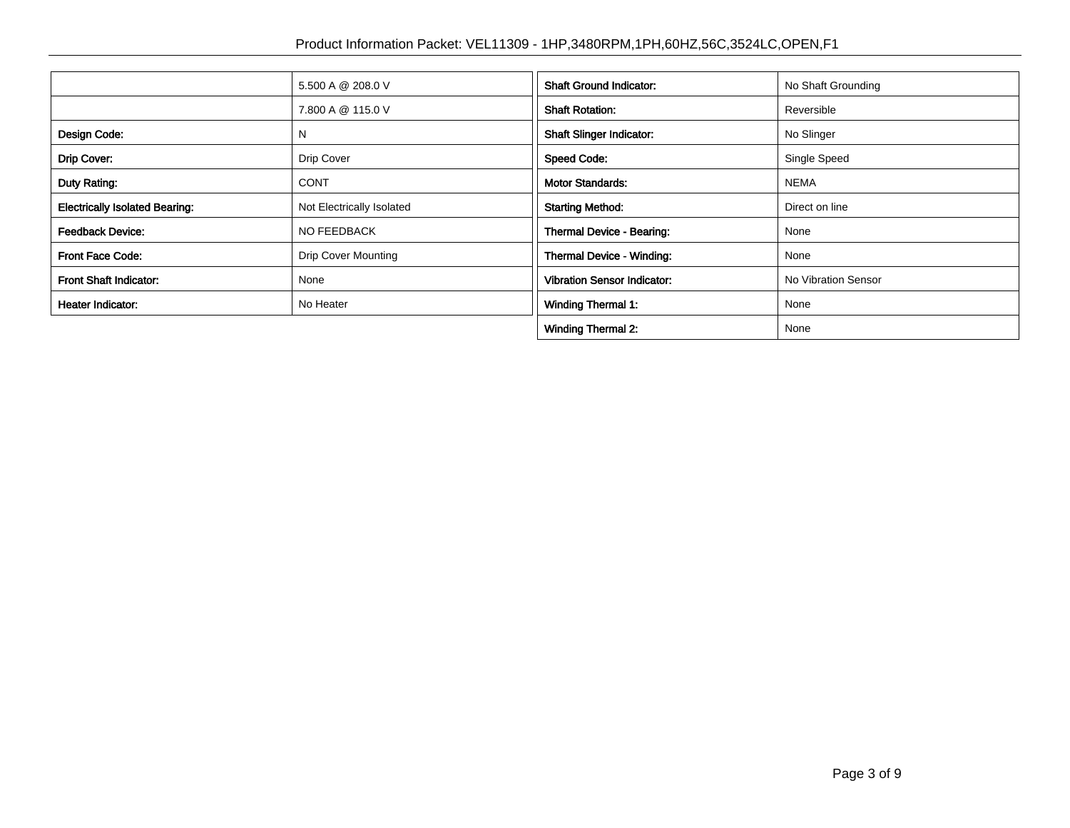| | |
|---|---|
| | 5.500 A @ 208.0 V |
| | 7.800 A @ 115.0 V |
| **Design Code:** | N |
| **Drip Cover:** | Drip Cover |
| **Duty Rating:** | CONT |
| **Electrically Isolated Bearing:** | Not Electrically Isolated |
| **Feedback Device:** | NO FEEDBACK |
| **Front Face Code:** | Drip Cover Mounting |
| **Front Shaft Indicator:** | None |
| **Heater Indicator:** | No Heater |

| | |
|---|---|
| **Shaft Ground Indicator:** | No Shaft Grounding |
| **Shaft Rotation:** | Reversible |
| **Shaft Slinger Indicator:** | No Slinger |
| **Speed Code:** | Single Speed |
| **Motor Standards:** | NEMA |
| **Starting Method:** | Direct on line |
| **Thermal Device - Bearing:** | None |
| **Thermal Device - Winding:** | None |
| **Vibration Sensor Indicator:** | No Vibration Sensor |
| **Winding Thermal 1:** | None |
| **Winding Thermal 2:** | None |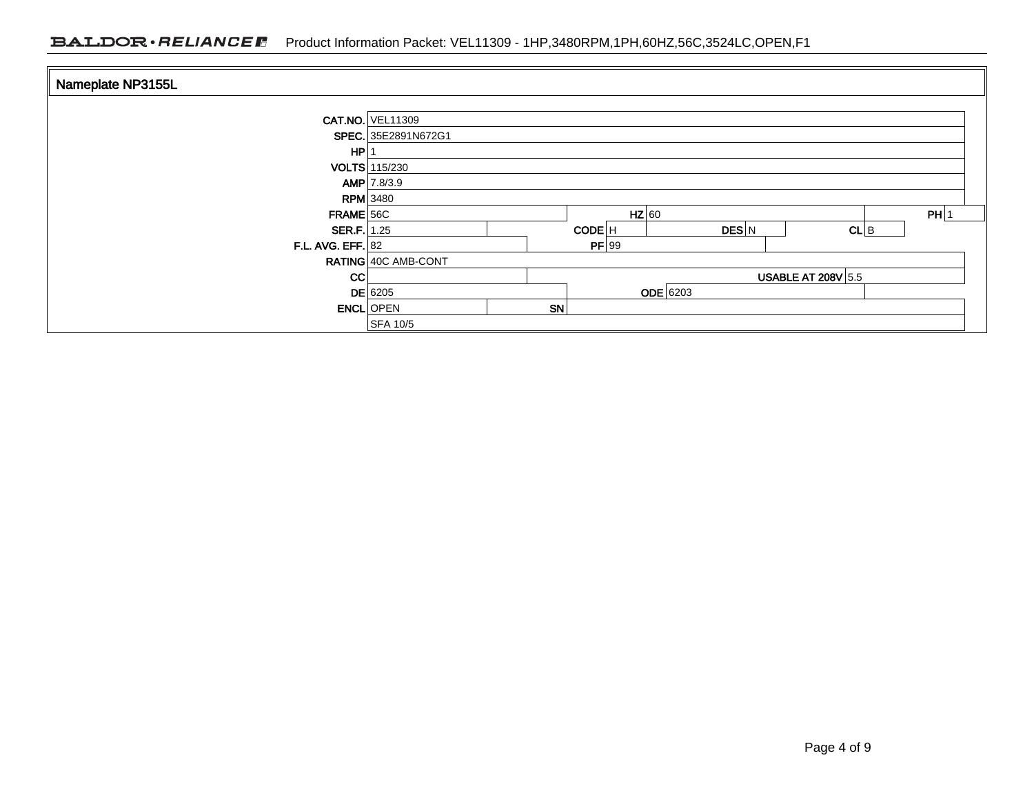## Nameplate NP3155L

| Field | Value | Field | Value | Field | Value | Field | Value |
|---|---|---|---|---|---|---|---|
| CAT.NO. | VEL11309 | | | | | | |
| SPEC. | 35E2891N672G1 | | | | | | |
| HP | 1 | | | | | | |
| VOLTS | 115/230 | | | | | | |
| AMP | 7.8/3.9 | | | | | | |
| RPM | 3480 | | | | | | |
| FRAME | 56C | HZ | 60 | | | PH | 1 |
| SER.F. | 1.25 | CODE | H | DES | N | CL | B |
| F.L. AVG. EFF. | 82 | PF | 99 | | | | |
| RATING | 40C AMB-CONT | | | | | | |
| CC | | | | USABLE AT 208V | 5.5 | | |
| DE | 6205 | ODE | 6203 | | | | |
| ENCL | OPEN | SN | | | | | |
| | SFA 10/5 | | | | | | |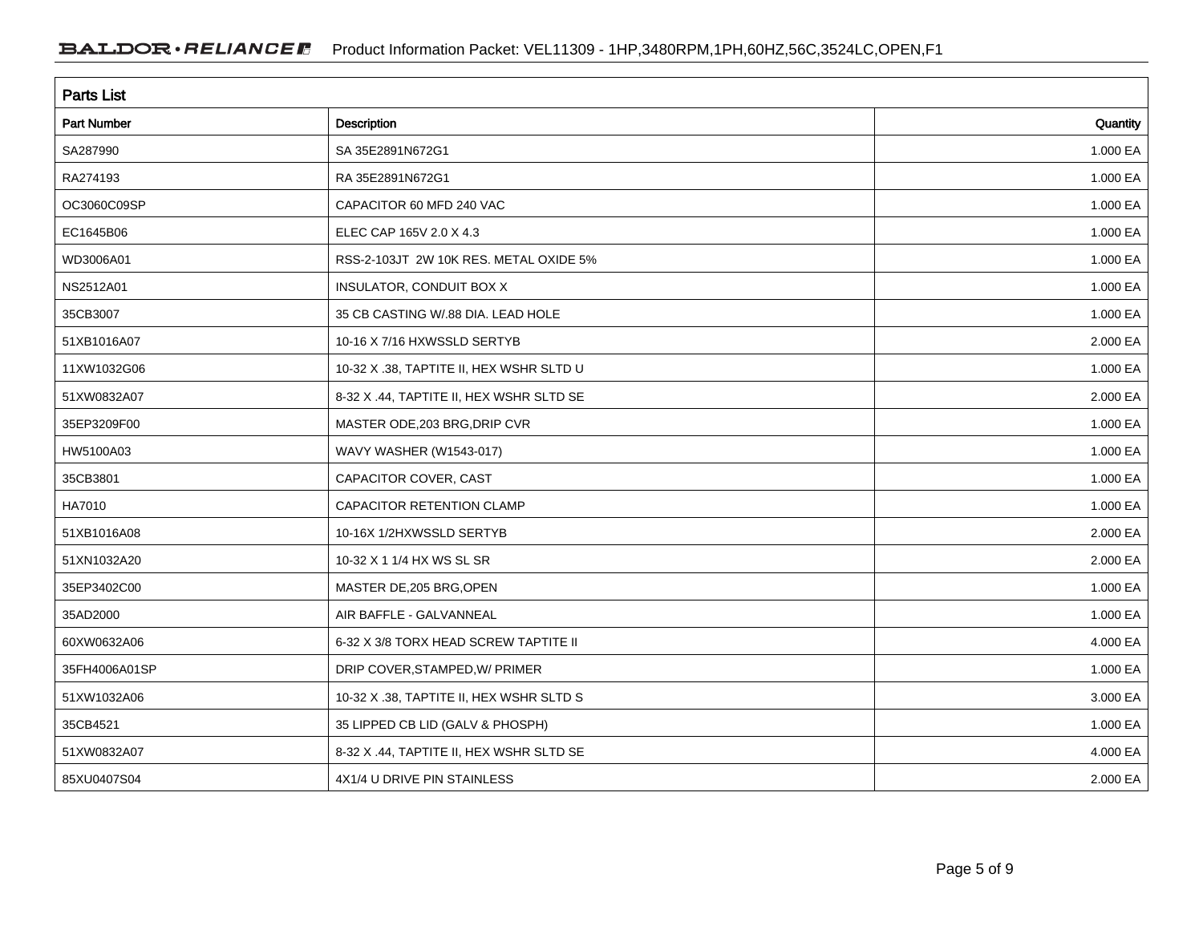## Parts List

| Part Number | Description | Quantity |
|---|---|---|
| SA287990 | SA 35E2891N672G1 | 1.000 EA |
| RA274193 | RA 35E2891N672G1 | 1.000 EA |
| OC3060C09SP | CAPACITOR 60 MFD 240 VAC | 1.000 EA |
| EC1645B06 | ELEC CAP 165V 2.0 X 4.3 | 1.000 EA |
| WD3006A01 | RSS-2-103JT 2W 10K RES. METAL OXIDE 5% | 1.000 EA |
| NS2512A01 | INSULATOR, CONDUIT BOX X | 1.000 EA |
| 35CB3007 | 35 CB CASTING W/.88 DIA. LEAD HOLE | 1.000 EA |
| 51XB1016A07 | 10-16 X 7/16 HXWSSLD SERTYB | 2.000 EA |
| 11XW1032G06 | 10-32 X .38, TAPTITE II, HEX WSHR SLTD U | 1.000 EA |
| 51XW0832A07 | 8-32 X .44, TAPTITE II, HEX WSHR SLTD SE | 2.000 EA |
| 35EP3209F00 | MASTER ODE,203 BRG,DRIP CVR | 1.000 EA |
| HW5100A03 | WAVY WASHER (W1543-017) | 1.000 EA |
| 35CB3801 | CAPACITOR COVER, CAST | 1.000 EA |
| HA7010 | CAPACITOR RETENTION CLAMP | 1.000 EA |
| 51XB1016A08 | 10-16X 1/2HXWSSLD SERTYB | 2.000 EA |
| 51XN1032A20 | 10-32 X 1 1/4 HX WS SL SR | 2.000 EA |
| 35EP3402C00 | MASTER DE,205 BRG,OPEN | 1.000 EA |
| 35AD2000 | AIR BAFFLE - GALVANNEAL | 1.000 EA |
| 60XW0632A06 | 6-32 X 3/8 TORX HEAD SCREW TAPTITE II | 4.000 EA |
| 35FH4006A01SP | DRIP COVER,STAMPED,W/ PRIMER | 1.000 EA |
| 51XW1032A06 | 10-32 X .38, TAPTITE II, HEX WSHR SLTD S | 3.000 EA |
| 35CB4521 | 35 LIPPED CB LID (GALV & PHOSPH) | 1.000 EA |
| 51XW0832A07 | 8-32 X .44, TAPTITE II, HEX WSHR SLTD SE | 4.000 EA |
| 85XU0407S04 | 4X1/4 U DRIVE PIN STAINLESS | 2.000 EA |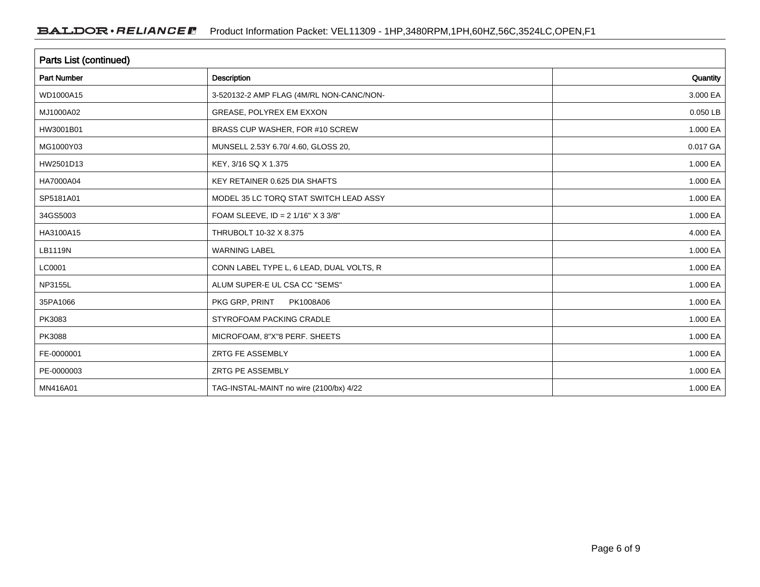## Parts List (continued)

| Part Number | Description | Quantity |
| --- | --- | --- |
| WD1000A15 | 3-520132-2 AMP FLAG (4M/RL NON-CANC/NON- | 3.000 EA |
| MJ1000A02 | GREASE, POLYREX EM EXXON | 0.050 LB |
| HW3001B01 | BRASS CUP WASHER, FOR #10 SCREW | 1.000 EA |
| MG1000Y03 | MUNSELL 2.53Y 6.70/ 4.60, GLOSS 20, | 0.017 GA |
| HW2501D13 | KEY, 3/16 SQ X 1.375 | 1.000 EA |
| HA7000A04 | KEY RETAINER 0.625 DIA SHAFTS | 1.000 EA |
| SP5181A01 | MODEL 35 LC TORQ STAT SWITCH LEAD ASSY | 1.000 EA |
| 34GS5003 | FOAM SLEEVE, ID = 2 1/16" X 3 3/8" | 1.000 EA |
| HA3100A15 | THRUBOLT 10-32 X 8.375 | 4.000 EA |
| LB1119N | WARNING LABEL | 1.000 EA |
| LC0001 | CONN LABEL TYPE L, 6 LEAD, DUAL VOLTS, R | 1.000 EA |
| NP3155L | ALUM SUPER-E UL CSA CC "SEMS" | 1.000 EA |
| 35PA1066 | PKG GRP, PRINT PK1008A06 | 1.000 EA |
| PK3083 | STYROFOAM PACKING CRADLE | 1.000 EA |
| PK3088 | MICROFOAM, 8"X"8 PERF. SHEETS | 1.000 EA |
| FE-0000001 | ZRTG FE ASSEMBLY | 1.000 EA |
| PE-0000003 | ZRTG PE ASSEMBLY | 1.000 EA |
| MN416A01 | TAG-INSTAL-MAINT no wire (2100/bx) 4/22 | 1.000 EA |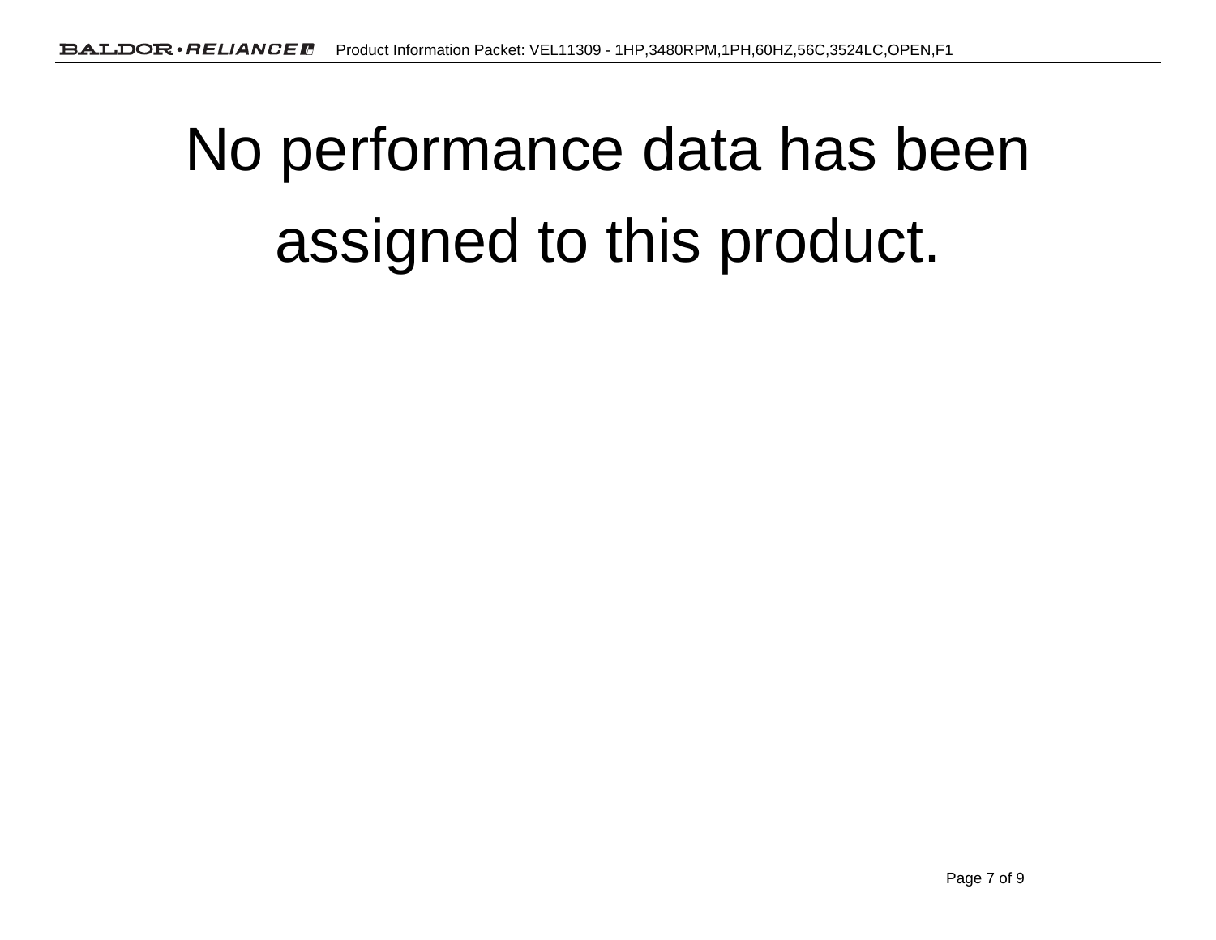# No performance data has been assigned to this product.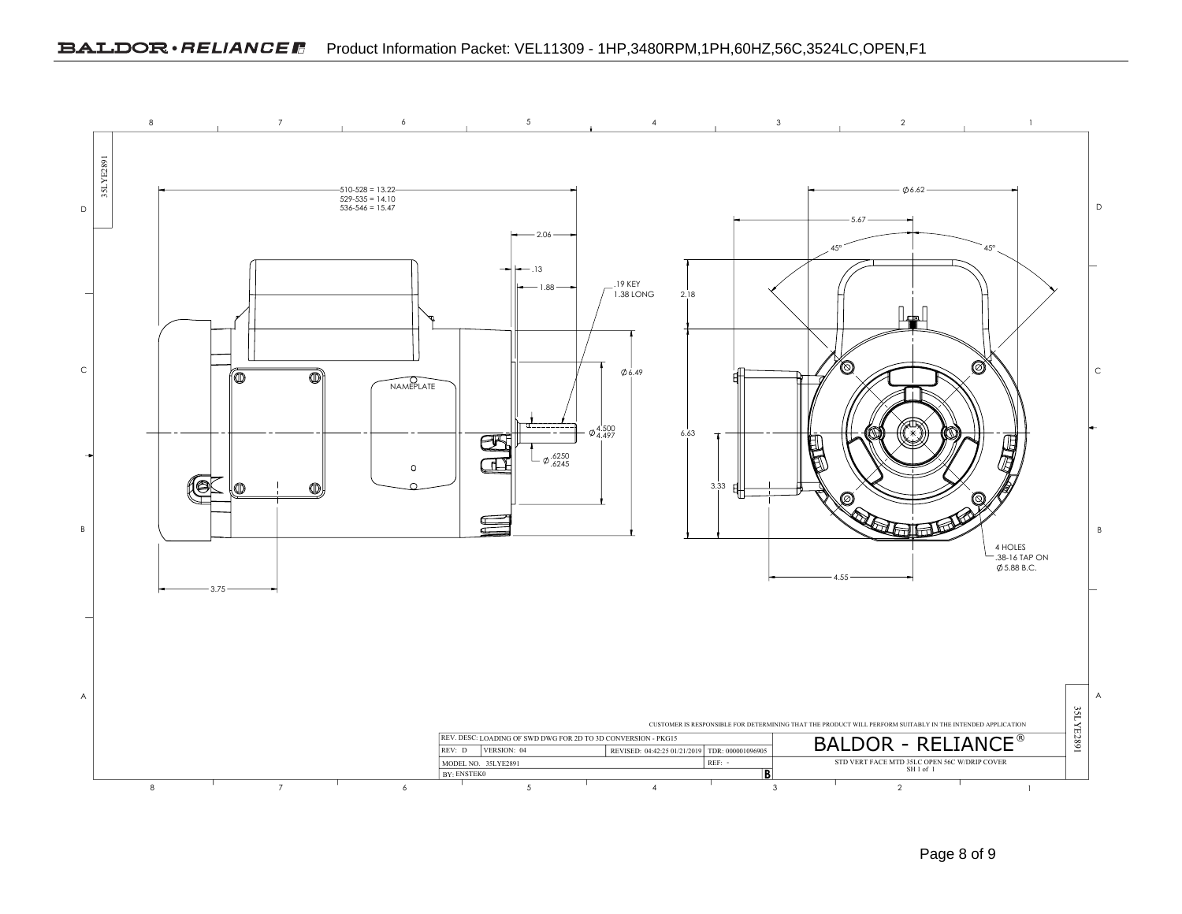# BALDOR • RELIANCE Product Information Packet: VEL11309 - 1HP,3480RPM,1PH,60HZ,56C,3524LC,OPEN,F1

35LYE2891

510-528 = 13.22
529-535 = 14.10
536-546 = 15.47

2.06

.13

1.88

.19 KEY 1.38 LONG

2.18

Ø6.49

NAMEPLATE

Ø 4.500 / 4.497

Ø .6250 / .6245

6.63

3.33

3.75

Ø6.62

5.67

45°

45°

4 HOLES .38-16 TAP ON Ø5.88 B.C.

4.55

CUSTOMER IS RESPONSIBLE FOR DETERMINING THAT THE PRODUCT WILL PERFORM SUITABLY IN THE INTENDED APPLICATION

| REV. DESC: LOADING OF SWD DWG FOR 2D TO 3D CONVERSION - PKG15 | | | |
|---|---|---|---|
| REV: D | VERSION: 04 | REVISED: 04:42:25 01/21/2019 | TDR: 000001096905 |
| MODEL NO. 35LYE2891 | | | REF: - |
| BY: ENSTEK0 | | | B |

BALDOR - RELIANCE®

STD VERT FACE MTD 35LC OPEN 56C W/DRIP COVER
SH 1 of 1

35LYE2891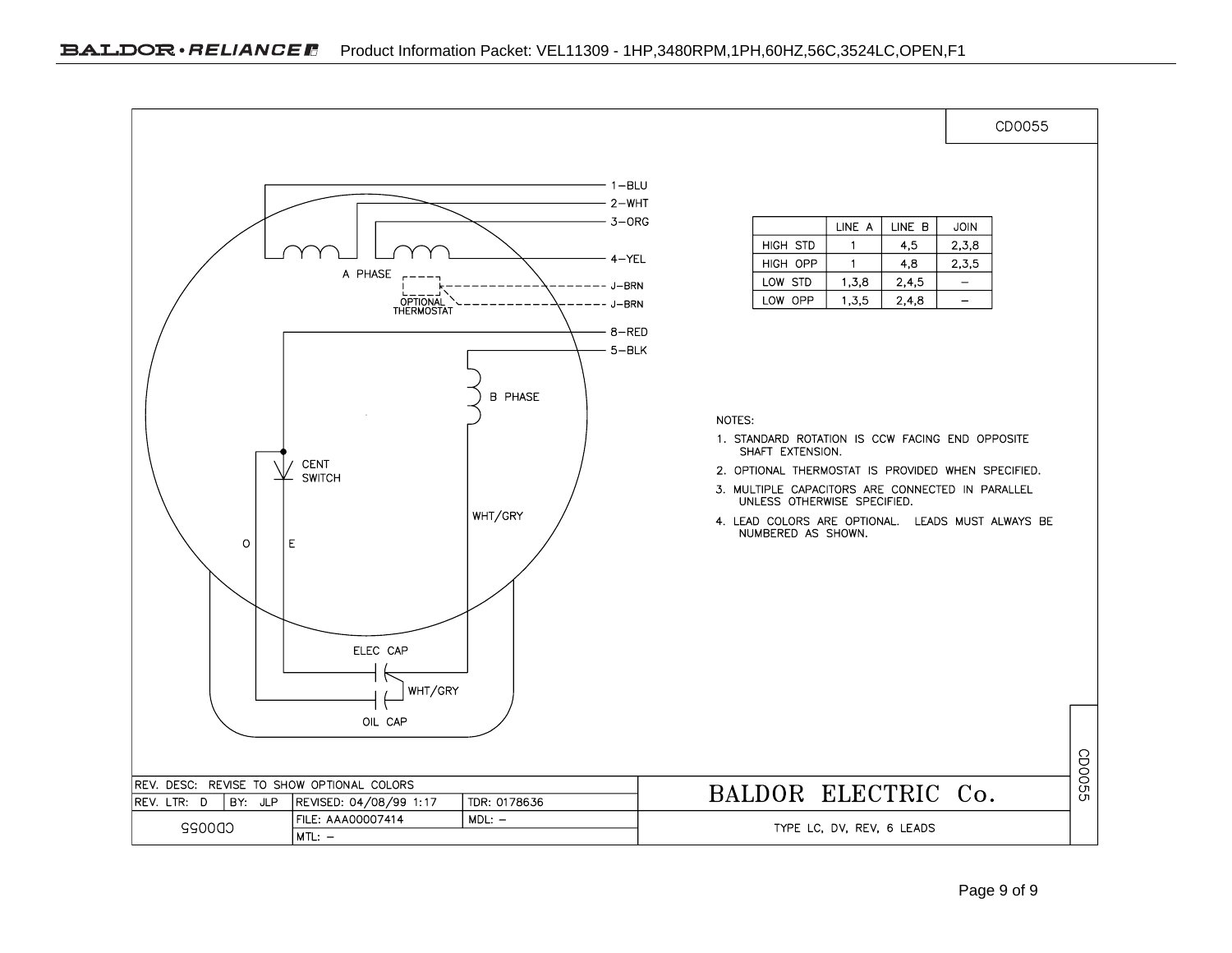CD0055

1-BLU
2-WHT
3-ORG
4-YEL
A PHASE
OPTIONAL THERMOSTAT
J-BRN
J-BRN
8-RED
5-BLK
B PHASE
CENT SWITCH
WHT/GRY
O
E
ELEC CAP
WHT/GRY
OIL CAP

| | LINE A | LINE B | JOIN |
|---|---|---|---|
| HIGH STD | 1 | 4,5 | 2,3,8 |
| HIGH OPP | 1 | 4,8 | 2,3,5 |
| LOW STD | 1,3,8 | 2,4,5 | – |
| LOW OPP | 1,3,5 | 2,4,8 | – |

NOTES:

1. STANDARD ROTATION IS CCW FACING END OPPOSITE SHAFT EXTENSION.
2. OPTIONAL THERMOSTAT IS PROVIDED WHEN SPECIFIED.
3. MULTIPLE CAPACITORS ARE CONNECTED IN PARALLEL UNLESS OTHERWISE SPECIFIED.
4. LEAD COLORS ARE OPTIONAL. LEADS MUST ALWAYS BE NUMBERED AS SHOWN.

| | | | |
|---|---|---|---|
| REV. DESC: REVISE TO SHOW OPTIONAL COLORS | | | |
| REV. LTR: D | BY: JLP | REVISED: 04/08/99 1:17 | TDR: 0178636 |
| CD0055 | | FILE: AAA00007414 | MDL: – |
| | | MTL: – | |

BALDOR ELECTRIC Co.

TYPE LC, DV, REV, 6 LEADS

CD0055